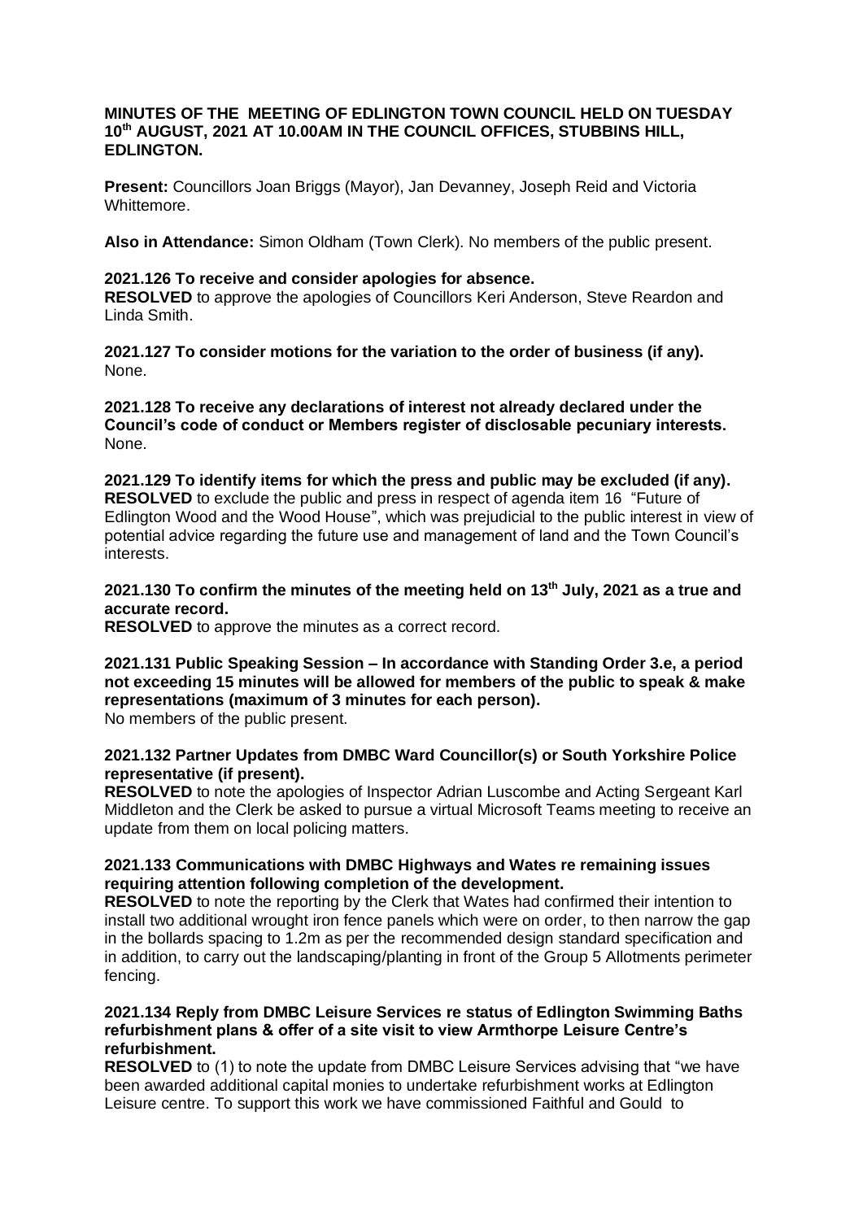**MINUTES OF THE MEETING OF EDLINGTON TOWN COUNCIL HELD ON TUESDAY 10th AUGUST, 2021 AT 10.00AM IN THE COUNCIL OFFICES, STUBBINS HILL, EDLINGTON.**

**Present:** Councillors Joan Briggs (Mayor), Jan Devanney, Joseph Reid and Victoria Whittemore.

**Also in Attendance:** Simon Oldham (Town Clerk). No members of the public present.

**2021.126 To receive and consider apologies for absence.**
**RESOLVED** to approve the apologies of Councillors Keri Anderson, Steve Reardon and Linda Smith.

**2021.127 To consider motions for the variation to the order of business (if any).**
None.

**2021.128 To receive any declarations of interest not already declared under the Council's code of conduct or Members register of disclosable pecuniary interests.**
None.

**2021.129 To identify items for which the press and public may be excluded (if any).**
**RESOLVED** to exclude the public and press in respect of agenda item 16 "Future of Edlington Wood and the Wood House", which was prejudicial to the public interest in view of potential advice regarding the future use and management of land and the Town Council's interests.

**2021.130 To confirm the minutes of the meeting held on 13th July, 2021 as a true and accurate record.**
**RESOLVED** to approve the minutes as a correct record.

**2021.131 Public Speaking Session – In accordance with Standing Order 3.e, a period not exceeding 15 minutes will be allowed for members of the public to speak & make representations (maximum of 3 minutes for each person).**
No members of the public present.

**2021.132 Partner Updates from DMBC Ward Councillor(s) or South Yorkshire Police representative (if present).**
**RESOLVED** to note the apologies of Inspector Adrian Luscombe and Acting Sergeant Karl Middleton and the Clerk be asked to pursue a virtual Microsoft Teams meeting to receive an update from them on local policing matters.

**2021.133 Communications with DMBC Highways and Wates re remaining issues requiring attention following completion of the development.**
**RESOLVED** to note the reporting by the Clerk that Wates had confirmed their intention to install two additional wrought iron fence panels which were on order, to then narrow the gap in the bollards spacing to 1.2m as per the recommended design standard specification and in addition, to carry out the landscaping/planting in front of the Group 5 Allotments perimeter fencing.

**2021.134 Reply from DMBC Leisure Services re status of Edlington Swimming Baths refurbishment plans & offer of a site visit to view Armthorpe Leisure Centre's refurbishment.**
**RESOLVED** to (1) to note the update from DMBC Leisure Services advising that "we have been awarded additional capital monies to undertake refurbishment works at Edlington Leisure centre. To support this work we have commissioned Faithful and Gould to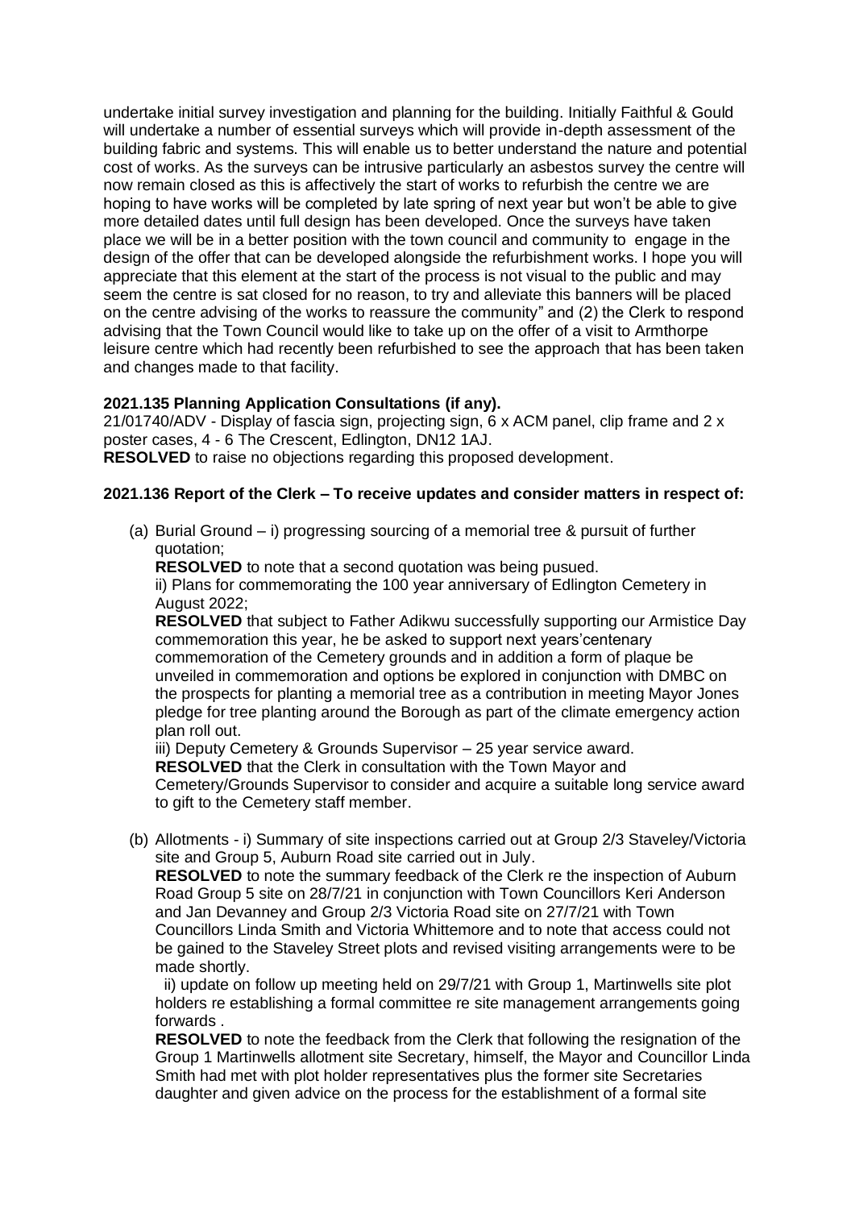undertake initial survey investigation and planning for the building. Initially Faithful & Gould will undertake a number of essential surveys which will provide in-depth assessment of the building fabric and systems. This will enable us to better understand the nature and potential cost of works. As the surveys can be intrusive particularly an asbestos survey the centre will now remain closed as this is affectively the start of works to refurbish the centre we are hoping to have works will be completed by late spring of next year but won't be able to give more detailed dates until full design has been developed. Once the surveys have taken place we will be in a better position with the town council and community to engage in the design of the offer that can be developed alongside the refurbishment works. I hope you will appreciate that this element at the start of the process is not visual to the public and may seem the centre is sat closed for no reason, to try and alleviate this banners will be placed on the centre advising of the works to reassure the community" and (2) the Clerk to respond advising that the Town Council would like to take up on the offer of a visit to Armthorpe leisure centre which had recently been refurbished to see the approach that has been taken and changes made to that facility.

**2021.135 Planning Application Consultations (if any).**

21/01740/ADV - Display of fascia sign, projecting sign, 6 x ACM panel, clip frame and 2 x poster cases, 4 - 6 The Crescent, Edlington, DN12 1AJ.

**RESOLVED** to raise no objections regarding this proposed development.

**2021.136 Report of the Clerk – To receive updates and consider matters in respect of:**

(a) Burial Ground – i) progressing sourcing of a memorial tree & pursuit of further quotation;

**RESOLVED** to note that a second quotation was being pusued.

ii) Plans for commemorating the 100 year anniversary of Edlington Cemetery in August 2022;

**RESOLVED** that subject to Father Adikwu successfully supporting our Armistice Day commemoration this year, he be asked to support next years'centenary commemoration of the Cemetery grounds and in addition a form of plaque be unveiled in commemoration and options be explored in conjunction with DMBC on the prospects for planting a memorial tree as a contribution in meeting Mayor Jones pledge for tree planting around the Borough as part of the climate emergency action plan roll out.

iii) Deputy Cemetery & Grounds Supervisor – 25 year service award.

**RESOLVED** that the Clerk in consultation with the Town Mayor and Cemetery/Grounds Supervisor to consider and acquire a suitable long service award to gift to the Cemetery staff member.

(b) Allotments - i) Summary of site inspections carried out at Group 2/3 Staveley/Victoria site and Group 5, Auburn Road site carried out in July.

**RESOLVED** to note the summary feedback of the Clerk re the inspection of Auburn Road Group 5 site on 28/7/21 in conjunction with Town Councillors Keri Anderson and Jan Devanney and Group 2/3 Victoria Road site on 27/7/21 with Town Councillors Linda Smith and Victoria Whittemore and to note that access could not be gained to the Staveley Street plots and revised visiting arrangements were to be made shortly.

ii) update on follow up meeting held on 29/7/21 with Group 1, Martinwells site plot holders re establishing a formal committee re site management arrangements going forwards .

**RESOLVED** to note the feedback from the Clerk that following the resignation of the Group 1 Martinwells allotment site Secretary, himself, the Mayor and Councillor Linda Smith had met with plot holder representatives plus the former site Secretaries daughter and given advice on the process for the establishment of a formal site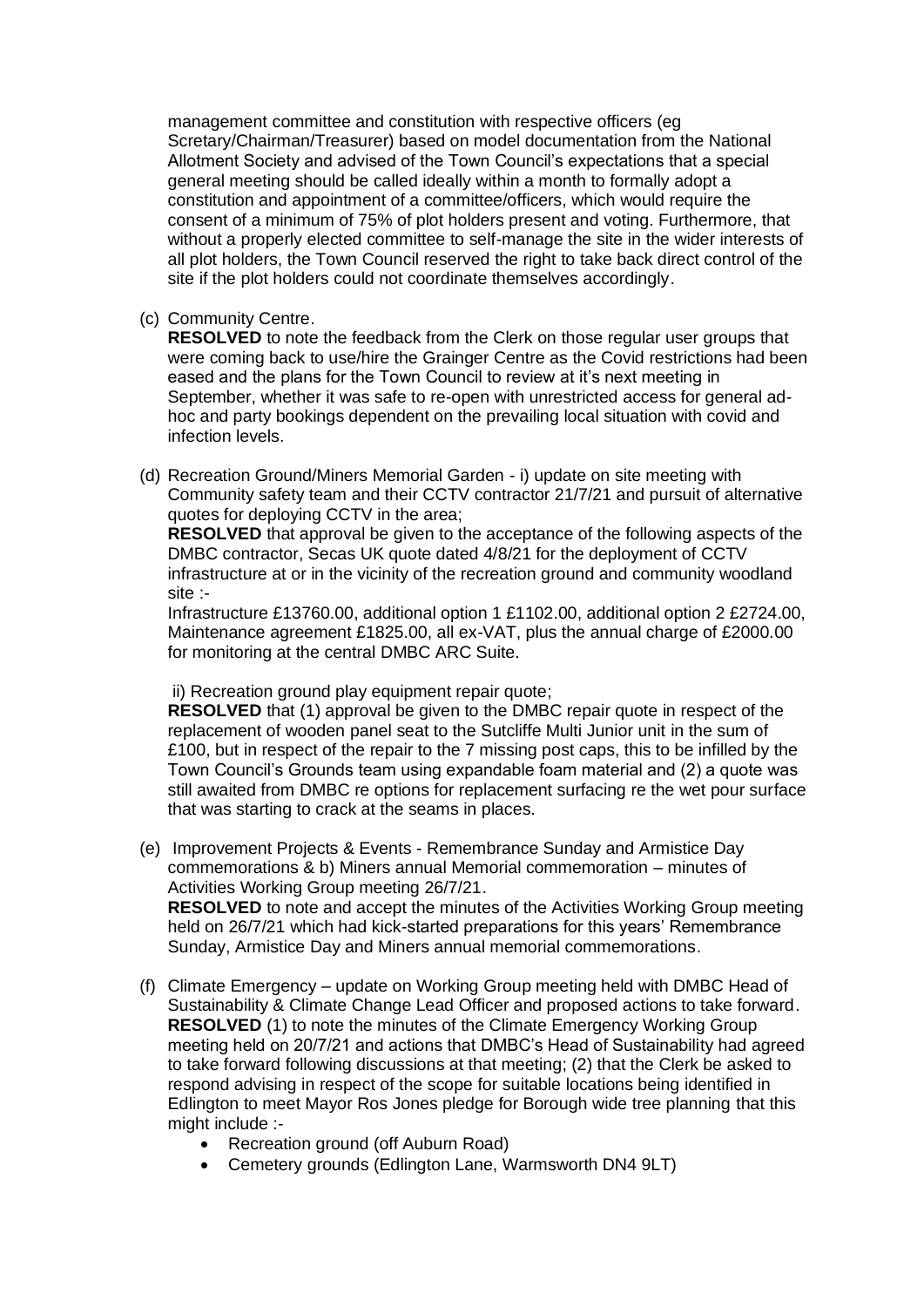management committee and constitution with respective officers (eg Scretary/Chairman/Treasurer) based on model documentation from the National Allotment Society and advised of the Town Council's expectations that a special general meeting should be called ideally within a month to formally adopt a constitution and appointment of a committee/officers, which would require the consent of a minimum of 75% of plot holders present and voting. Furthermore, that without a properly elected committee to self-manage the site in the wider interests of all plot holders, the Town Council reserved the right to take back direct control of the site if the plot holders could not coordinate themselves accordingly.

(c) Community Centre.
**RESOLVED** to note the feedback from the Clerk on those regular user groups that were coming back to use/hire the Grainger Centre as the Covid restrictions had been eased and the plans for the Town Council to review at it's next meeting in September, whether it was safe to re-open with unrestricted access for general ad-hoc and party bookings dependent on the prevailing local situation with covid and infection levels.

(d) Recreation Ground/Miners Memorial Garden - i) update on site meeting with Community safety team and their CCTV contractor 21/7/21 and pursuit of alternative quotes for deploying CCTV in the area;
**RESOLVED** that approval be given to the acceptance of the following aspects of the DMBC contractor, Secas UK quote dated 4/8/21 for the deployment of CCTV infrastructure at or in the vicinity of the recreation ground and community woodland site :-
Infrastructure £13760.00, additional option 1 £1102.00, additional option 2 £2724.00, Maintenance agreement £1825.00, all ex-VAT, plus the annual charge of £2000.00 for monitoring at the central DMBC ARC Suite.

ii) Recreation ground play equipment repair quote;
**RESOLVED** that (1) approval be given to the DMBC repair quote in respect of the replacement of wooden panel seat to the Sutcliffe Multi Junior unit in the sum of £100, but in respect of the repair to the 7 missing post caps, this to be infilled by the Town Council's Grounds team using expandable foam material and (2) a quote was still awaited from DMBC re options for replacement surfacing re the wet pour surface that was starting to crack at the seams in places.

(e) Improvement Projects & Events - Remembrance Sunday and Armistice Day commemorations & b) Miners annual Memorial commemoration – minutes of Activities Working Group meeting 26/7/21.
**RESOLVED** to note and accept the minutes of the Activities Working Group meeting held on 26/7/21 which had kick-started preparations for this years' Remembrance Sunday, Armistice Day and Miners annual memorial commemorations.

(f) Climate Emergency – update on Working Group meeting held with DMBC Head of Sustainability & Climate Change Lead Officer and proposed actions to take forward.
**RESOLVED** (1) to note the minutes of the Climate Emergency Working Group meeting held on 20/7/21 and actions that DMBC's Head of Sustainability had agreed to take forward following discussions at that meeting; (2) that the Clerk be asked to respond advising in respect of the scope for suitable locations being identified in Edlington to meet Mayor Ros Jones pledge for Borough wide tree planning that this might include :-

- Recreation ground (off Auburn Road)
- Cemetery grounds (Edlington Lane, Warmsworth DN4 9LT)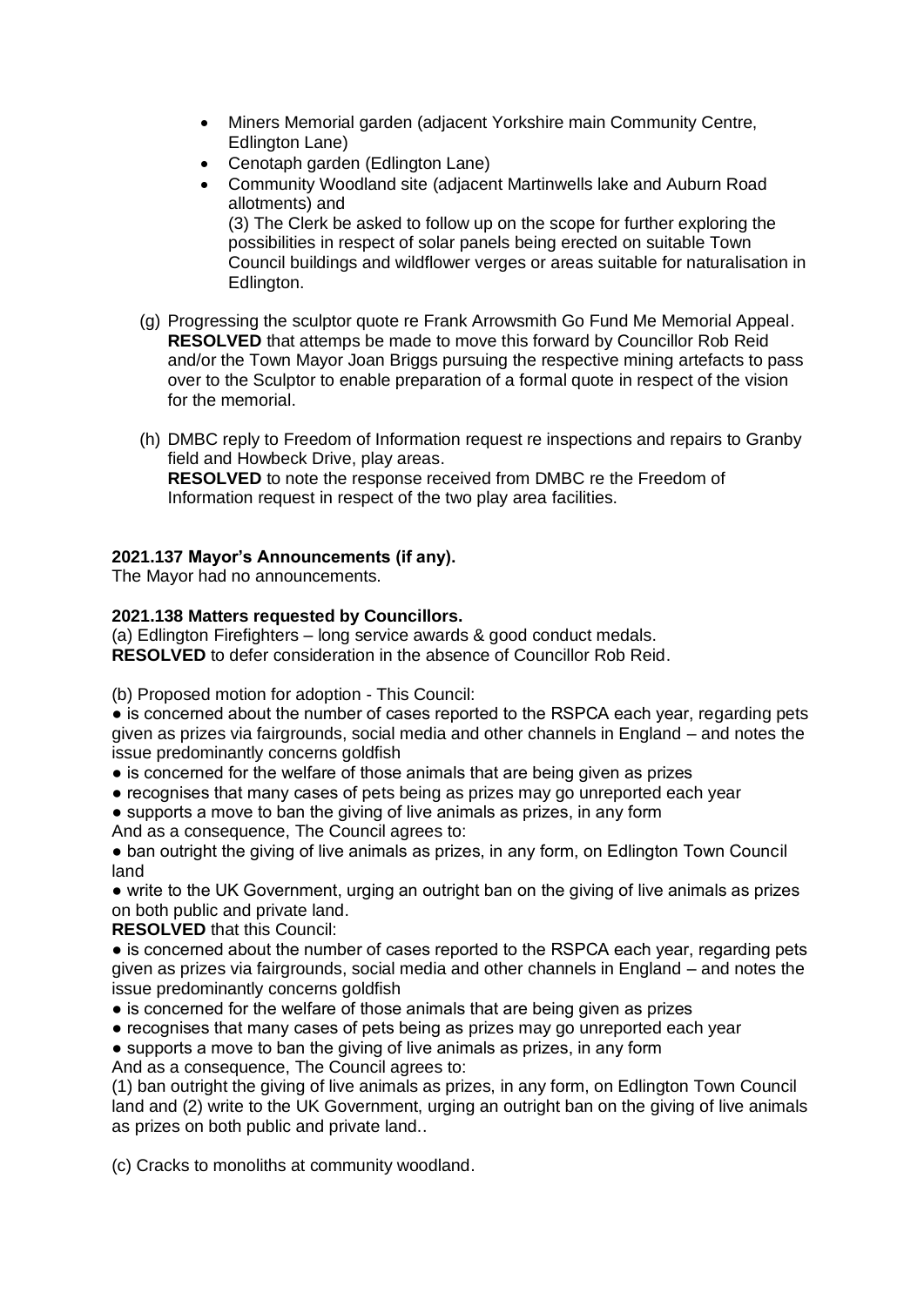- Miners Memorial garden (adjacent Yorkshire main Community Centre, Edlington Lane)
- Cenotaph garden (Edlington Lane)
- Community Woodland site (adjacent Martinwells lake and Auburn Road allotments) and
  (3) The Clerk be asked to follow up on the scope for further exploring the possibilities in respect of solar panels being erected on suitable Town Council buildings and wildflower verges or areas suitable for naturalisation in Edlington.

(g) Progressing the sculptor quote re Frank Arrowsmith Go Fund Me Memorial Appeal.
**RESOLVED** that attemps be made to move this forward by Councillor Rob Reid and/or the Town Mayor Joan Briggs pursuing the respective mining artefacts to pass over to the Sculptor to enable preparation of a formal quote in respect of the vision for the memorial.

(h) DMBC reply to Freedom of Information request re inspections and repairs to Granby field and Howbeck Drive, play areas.
**RESOLVED** to note the response received from DMBC re the Freedom of Information request in respect of the two play area facilities.

**2021.137 Mayor's Announcements (if any).**
The Mayor had no announcements.

**2021.138 Matters requested by Councillors.**
(a) Edlington Firefighters – long service awards & good conduct medals.
**RESOLVED** to defer consideration in the absence of Councillor Rob Reid.

(b) Proposed motion for adoption - This Council:
● is concerned about the number of cases reported to the RSPCA each year, regarding pets given as prizes via fairgrounds, social media and other channels in England – and notes the issue predominantly concerns goldfish
● is concerned for the welfare of those animals that are being given as prizes
● recognises that many cases of pets being as prizes may go unreported each year
● supports a move to ban the giving of live animals as prizes, in any form
And as a consequence, The Council agrees to:
● ban outright the giving of live animals as prizes, in any form, on Edlington Town Council land
● write to the UK Government, urging an outright ban on the giving of live animals as prizes on both public and private land.
**RESOLVED** that this Council:
● is concerned about the number of cases reported to the RSPCA each year, regarding pets given as prizes via fairgrounds, social media and other channels in England – and notes the issue predominantly concerns goldfish
● is concerned for the welfare of those animals that are being given as prizes
● recognises that many cases of pets being as prizes may go unreported each year
● supports a move to ban the giving of live animals as prizes, in any form
And as a consequence, The Council agrees to:
(1) ban outright the giving of live animals as prizes, in any form, on Edlington Town Council land and (2) write to the UK Government, urging an outright ban on the giving of live animals as prizes on both public and private land..

(c) Cracks to monoliths at community woodland.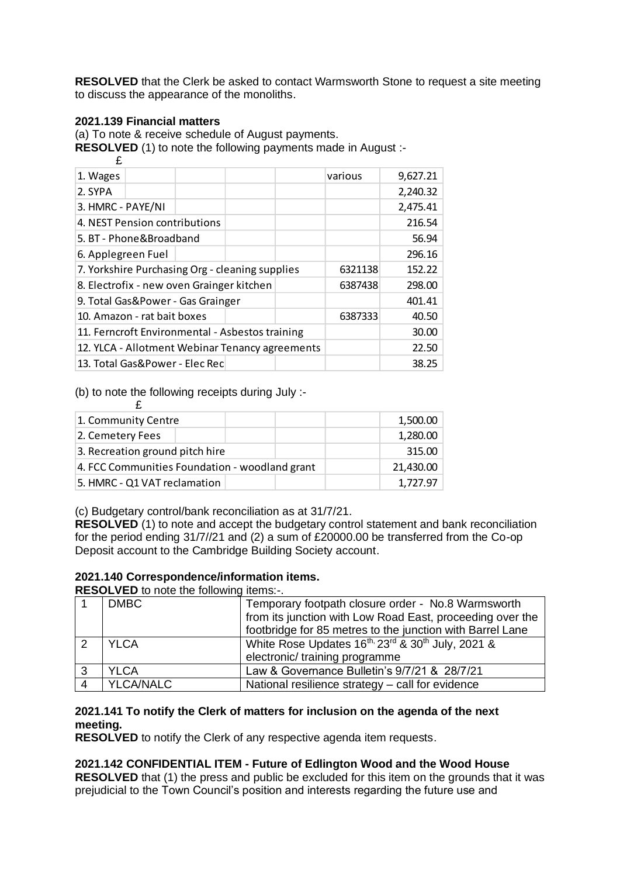**RESOLVED** that the Clerk be asked to contact Warmsworth Stone to request a site meeting to discuss the appearance of the monoliths.

**2021.139 Financial matters**

(a) To note & receive schedule of August payments.

**RESOLVED** (1) to note the following payments made in August :-

| | | £ |
|---|---|---|
| 1. Wages | various | 9,627.21 |
| 2. SYPA | | 2,240.32 |
| 3. HMRC - PAYE/NI | | 2,475.41 |
| 4. NEST Pension contributions | | 216.54 |
| 5. BT - Phone&Broadband | | 56.94 |
| 6. Applegreen Fuel | | 296.16 |
| 7. Yorkshire Purchasing Org - cleaning supplies | 6321138 | 152.22 |
| 8. Electrofix - new oven Grainger kitchen | 6387438 | 298.00 |
| 9. Total Gas&Power - Gas Grainger | | 401.41 |
| 10. Amazon - rat bait boxes | 6387333 | 40.50 |
| 11. Ferncroft Environmental - Asbestos training | | 30.00 |
| 12. YLCA - Allotment Webinar Tenancy agreements | | 22.50 |
| 13. Total Gas&Power - Elec Rec | | 38.25 |

(b) to note the following receipts during July :-

| | £ |
|---|---|
| 1. Community Centre | 1,500.00 |
| 2. Cemetery Fees | 1,280.00 |
| 3. Recreation ground pitch hire | 315.00 |
| 4. FCC Communities Foundation - woodland grant | 21,430.00 |
| 5. HMRC - Q1 VAT reclamation | 1,727.97 |

(c) Budgetary control/bank reconciliation as at 31/7/21.

**RESOLVED** (1) to note and accept the budgetary control statement and bank reconciliation for the period ending 31/7//21 and (2) a sum of £20000.00 be transferred from the Co-op Deposit account to the Cambridge Building Society account.

**2021.140 Correspondence/information items.**

**RESOLVED** to note the following items:-.

| | | |
|---|---|---|
| 1 | DMBC | Temporary footpath closure order - No.8 Warmsworth from its junction with Low Road East, proceeding over the footbridge for 85 metres to the junction with Barrel Lane |
| 2 | YLCA | White Rose Updates 16th, 23rd & 30th July, 2021 & electronic/ training programme |
| 3 | YLCA | Law & Governance Bulletin's 9/7/21 & 28/7/21 |
| 4 | YLCA/NALC | National resilience strategy – call for evidence |

**2021.141 To notify the Clerk of matters for inclusion on the agenda of the next meeting.**

**RESOLVED** to notify the Clerk of any respective agenda item requests.

**2021.142 CONFIDENTIAL ITEM - Future of Edlington Wood and the Wood House**

**RESOLVED** that (1) the press and public be excluded for this item on the grounds that it was prejudicial to the Town Council's position and interests regarding the future use and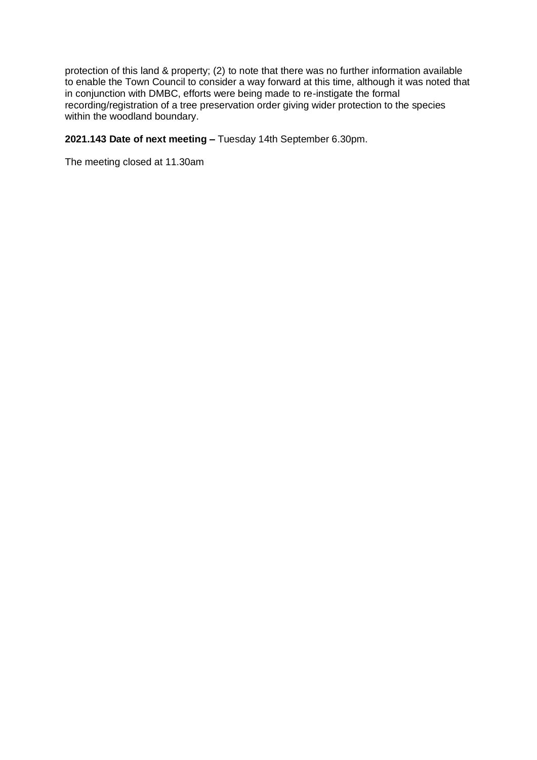protection of this land & property; (2) to note that there was no further information available to enable the Town Council to consider a way forward at this time, although it was noted that in conjunction with DMBC, efforts were being made to re-instigate the formal recording/registration of a tree preservation order giving wider protection to the species within the woodland boundary.

**2021.143 Date of next meeting –** Tuesday 14th September 6.30pm.

The meeting closed at 11.30am